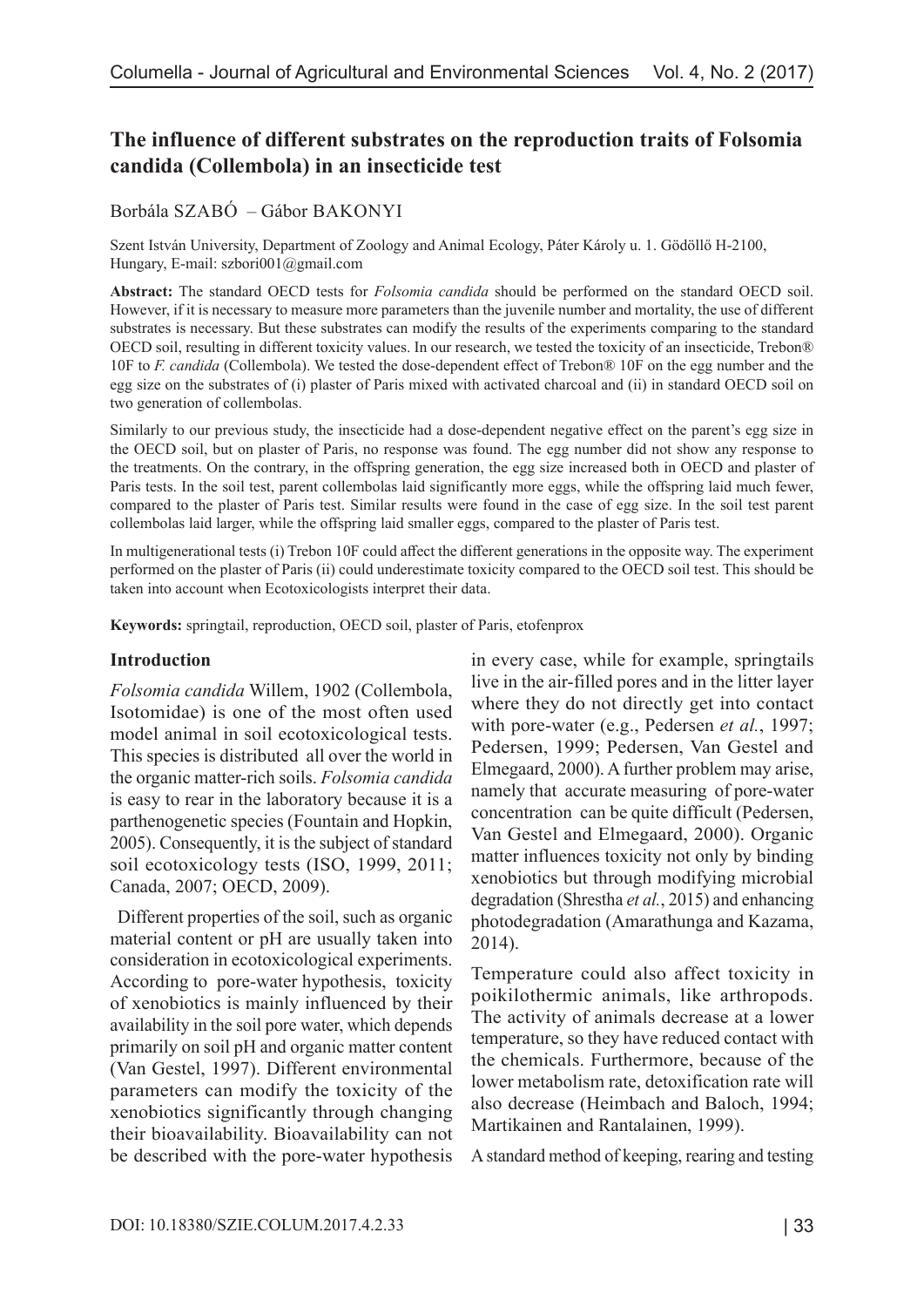# The influence of different substrates on the reproduction traits of Folsomia candida (Collembola) in an insecticide test

Borbála SZABÓ – Gábor BAKONYI

Szent István University, Department of Zoology and Animal Ecology, Páter Károly u. 1. Gödöllő H-2100, Hungary, E-mail: szbori001@gmail.com

**Abstract:** The standard OECD tests for *Folsomia candida* should be performed on the standard OECD soil. However, if it is necessary to measure more parameters than the juvenile number and mortality, the use of different substrates is necessary. But these substrates can modify the results of the experiments comparing to the standard OECD soil, resulting in different toxicity values. In our research, we tested the toxicity of an insecticide, Trebon® 10F to *F. candida* (Collembola). We tested the dose-dependent effect of Trebon® 10F on the egg number and the egg size on the substrates of (i) plaster of Paris mixed with activated charcoal and (ii) in standard OECD soil on two generation of collembolas.

Similarly to our previous study, the insecticide had a dose-dependent negative effect on the parent's egg size in the OECD soil, but on plaster of Paris, no response was found. The egg number did not show any response to the treatments. On the contrary, in the offspring generation, the egg size increased both in OECD and plaster of Paris tests. In the soil test, parent collembolas laid significantly more eggs, while the offspring laid much fewer, compared to the plaster of Paris test. Similar results were found in the case of egg size. In the soil test parent collembolas laid larger, while the offspring laid smaller eggs, compared to the plaster of Paris test.

In multigenerational tests (i) Trebon 10F could affect the different generations in the opposite way. The experiment performed on the plaster of Paris (ii) could underestimate toxicity compared to the OECD soil test. This should be taken into account when Ecotoxicologists interpret their data.

**Keywords:** springtail, reproduction, OECD soil, plaster of Paris, etofenprox

## Introduction

*Folsomia candida* Willem, 1902 (Collembola, Isotomidae) is one of the most often used model animal in soil ecotoxicological tests. This species is distributed all over the world in the organic matter-rich soils. *Folsomia candida* is easy to rear in the laboratory because it is a parthenogenetic species (Fountain and Hopkin, 2005). Consequently, it is the subject of standard soil ecotoxicology tests (ISO, 1999, 2011; Canada, 2007; OECD, 2009).

Different properties of the soil, such as organic material content or pH are usually taken into consideration in ecotoxicological experiments. According to pore-water hypothesis, toxicity of xenobiotics is mainly influenced by their availability in the soil pore water, which depends primarily on soil pH and organic matter content (Van Gestel, 1997). Different environmental parameters can modify the toxicity of the xenobiotics significantly through changing their bioavailability. Bioavailability can not be described with the pore-water hypothesis in every case, while for example, springtails live in the air-filled pores and in the litter layer where they do not directly get into contact with pore-water (e.g., Pedersen *et al.*, 1997; Pedersen, 1999; Pedersen, Van Gestel and Elmegaard, 2000). A further problem may arise, namely that accurate measuring of pore-water concentration can be quite difficult (Pedersen, Van Gestel and Elmegaard, 2000). Organic matter influences toxicity not only by binding xenobiotics but through modifying microbial degradation (Shrestha *et al.*, 2015) and enhancing photodegradation (Amarathunga and Kazama, 2014).

Temperature could also affect toxicity in poikilothermic animals, like arthropods. The activity of animals decrease at a lower temperature, so they have reduced contact with the chemicals. Furthermore, because of the lower metabolism rate, detoxification rate will also decrease (Heimbach and Baloch, 1994; Martikainen and Rantalainen, 1999).

A standard method of keeping, rearing and testing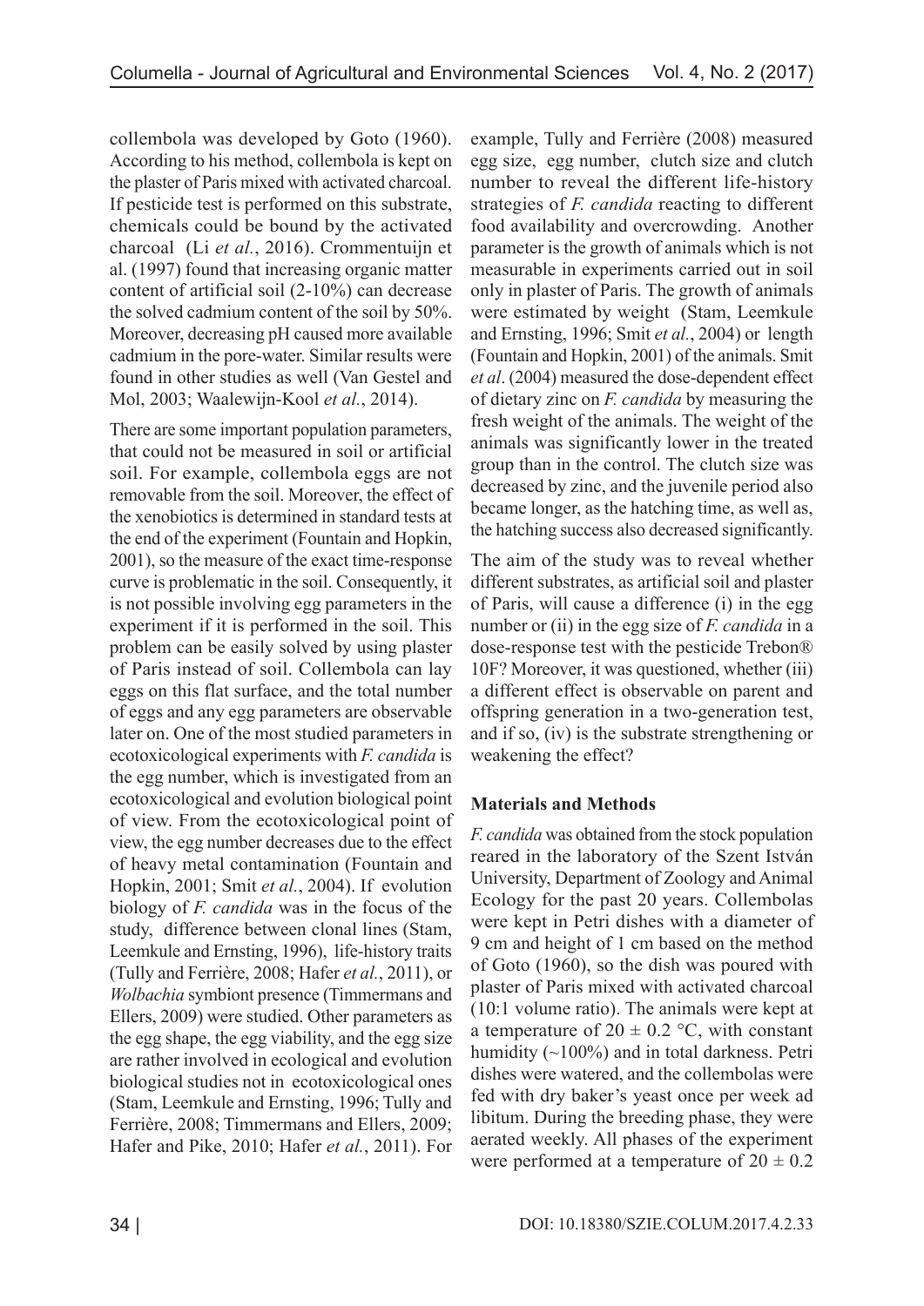collembola was developed by Goto (1960). According to his method, collembola is kept on the plaster of Paris mixed with activated charcoal. If pesticide test is performed on this substrate, chemicals could be bound by the activated charcoal (Li *et al.*, 2016). Crommentuijn et al. (1997) found that increasing organic matter content of artificial soil (2-10%) can decrease the solved cadmium content of the soil by 50%. Moreover, decreasing pH caused more available cadmium in the pore-water. Similar results were found in other studies as well (Van Gestel and Mol, 2003; Waalewijn-Kool *et al.*, 2014).

There are some important population parameters, that could not be measured in soil or artificial soil. For example, collembola eggs are not removable from the soil. Moreover, the effect of the xenobiotics is determined in standard tests at the end of the experiment (Fountain and Hopkin, 2001), so the measure of the exact time-response curve is problematic in the soil. Consequently, it is not possible involving egg parameters in the experiment if it is performed in the soil. This problem can be easily solved by using plaster of Paris instead of soil. Collembola can lay eggs on this flat surface, and the total number of eggs and any egg parameters are observable later on. One of the most studied parameters in ecotoxicological experiments with *F. candida* is the egg number, which is investigated from an ecotoxicological and evolution biological point of view. From the ecotoxicological point of view, the egg number decreases due to the effect of heavy metal contamination (Fountain and Hopkin, 2001; Smit *et al.*, 2004). If evolution biology of *F. candida* was in the focus of the study, difference between clonal lines (Stam, Leemkule and Ernsting, 1996), life-history traits (Tully and Ferrière, 2008; Hafer *et al.*, 2011), or *Wolbachia* symbiont presence (Timmermans and Ellers, 2009) were studied. Other parameters as the egg shape, the egg viability, and the egg size are rather involved in ecological and evolution biological studies not in ecotoxicological ones (Stam, Leemkule and Ernsting, 1996; Tully and Ferrière, 2008; Timmermans and Ellers, 2009; Hafer and Pike, 2010; Hafer *et al.*, 2011). For example, Tully and Ferrière (2008) measured egg size, egg number, clutch size and clutch number to reveal the different life-history strategies of *F. candida* reacting to different food availability and overcrowding. Another parameter is the growth of animals which is not measurable in experiments carried out in soil only in plaster of Paris. The growth of animals were estimated by weight (Stam, Leemkule and Ernsting, 1996; Smit *et al.*, 2004) or length (Fountain and Hopkin, 2001) of the animals. Smit *et al*. (2004) measured the dose-dependent effect of dietary zinc on *F. candida* by measuring the fresh weight of the animals. The weight of the animals was significantly lower in the treated group than in the control. The clutch size was decreased by zinc, and the juvenile period also became longer, as the hatching time, as well as, the hatching success also decreased significantly.

The aim of the study was to reveal whether different substrates, as artificial soil and plaster of Paris, will cause a difference (i) in the egg number or (ii) in the egg size of *F. candida* in a dose-response test with the pesticide Trebon® 10F? Moreover, it was questioned, whether (iii) a different effect is observable on parent and offspring generation in a two-generation test, and if so, (iv) is the substrate strengthening or weakening the effect?

## Materials and Methods

*F. candida* was obtained from the stock population reared in the laboratory of the Szent István University, Department of Zoology and Animal Ecology for the past 20 years. Collembolas were kept in Petri dishes with a diameter of 9 cm and height of 1 cm based on the method of Goto (1960), so the dish was poured with plaster of Paris mixed with activated charcoal (10:1 volume ratio). The animals were kept at a temperature of $20 \pm 0.2$ °C, with constant humidity (~100%) and in total darkness. Petri dishes were watered, and the collembolas were fed with dry baker's yeast once per week ad libitum. During the breeding phase, they were aerated weekly. All phases of the experiment were performed at a temperature of $20 \pm 0.2$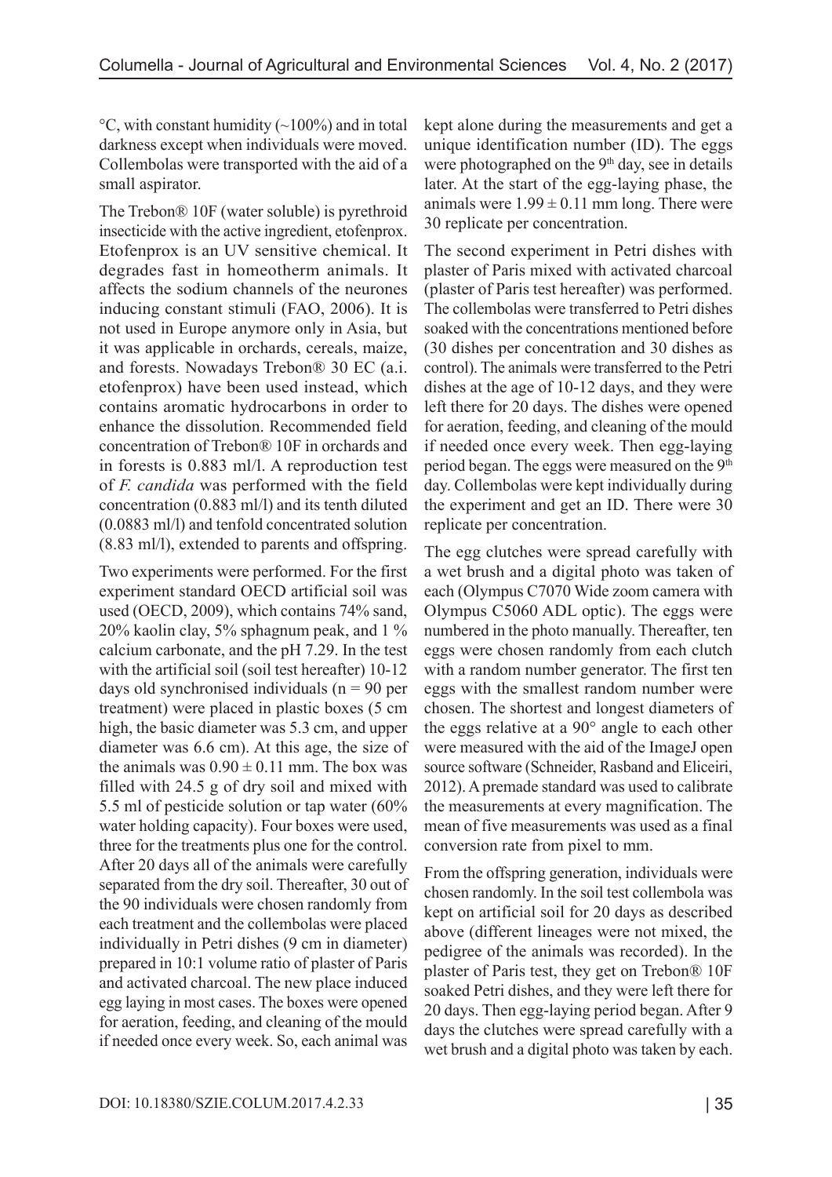°C, with constant humidity (~100%) and in total darkness except when individuals were moved. Collembolas were transported with the aid of a small aspirator.

The Trebon® 10F (water soluble) is pyrethroid insecticide with the active ingredient, etofenprox. Etofenprox is an UV sensitive chemical. It degrades fast in homeotherm animals. It affects the sodium channels of the neurones inducing constant stimuli (FAO, 2006). It is not used in Europe anymore only in Asia, but it was applicable in orchards, cereals, maize, and forests. Nowadays Trebon® 30 EC (a.i. etofenprox) have been used instead, which contains aromatic hydrocarbons in order to enhance the dissolution. Recommended field concentration of Trebon® 10F in orchards and in forests is 0.883 ml/l. A reproduction test of *F. candida* was performed with the field concentration (0.883 ml/l) and its tenth diluted (0.0883 ml/l) and tenfold concentrated solution (8.83 ml/l), extended to parents and offspring.

Two experiments were performed. For the first experiment standard OECD artificial soil was used (OECD, 2009), which contains 74% sand, 20% kaolin clay, 5% sphagnum peak, and 1 % calcium carbonate, and the pH 7.29. In the test with the artificial soil (soil test hereafter) 10-12 days old synchronised individuals (n = 90 per treatment) were placed in plastic boxes (5 cm high, the basic diameter was 5.3 cm, and upper diameter was 6.6 cm). At this age, the size of the animals was $0.90 \pm 0.11$ mm. The box was filled with 24.5 g of dry soil and mixed with 5.5 ml of pesticide solution or tap water (60% water holding capacity). Four boxes were used, three for the treatments plus one for the control. After 20 days all of the animals were carefully separated from the dry soil. Thereafter, 30 out of the 90 individuals were chosen randomly from each treatment and the collembolas were placed individually in Petri dishes (9 cm in diameter) prepared in 10:1 volume ratio of plaster of Paris and activated charcoal. The new place induced egg laying in most cases. The boxes were opened for aeration, feeding, and cleaning of the mould if needed once every week. So, each animal was kept alone during the measurements and get a unique identification number (ID). The eggs were photographed on the 9th day, see in details later. At the start of the egg-laying phase, the animals were $1.99 \pm 0.11$ mm long. There were 30 replicate per concentration.

The second experiment in Petri dishes with plaster of Paris mixed with activated charcoal (plaster of Paris test hereafter) was performed. The collembolas were transferred to Petri dishes soaked with the concentrations mentioned before (30 dishes per concentration and 30 dishes as control). The animals were transferred to the Petri dishes at the age of 10-12 days, and they were left there for 20 days. The dishes were opened for aeration, feeding, and cleaning of the mould if needed once every week. Then egg-laying period began. The eggs were measured on the 9th day. Collembolas were kept individually during the experiment and get an ID. There were 30 replicate per concentration.

The egg clutches were spread carefully with a wet brush and a digital photo was taken of each (Olympus C7070 Wide zoom camera with Olympus C5060 ADL optic). The eggs were numbered in the photo manually. Thereafter, ten eggs were chosen randomly from each clutch with a random number generator. The first ten eggs with the smallest random number were chosen. The shortest and longest diameters of the eggs relative at a 90° angle to each other were measured with the aid of the ImageJ open source software (Schneider, Rasband and Eliceiri, 2012). A premade standard was used to calibrate the measurements at every magnification. The mean of five measurements was used as a final conversion rate from pixel to mm.

From the offspring generation, individuals were chosen randomly. In the soil test collembola was kept on artificial soil for 20 days as described above (different lineages were not mixed, the pedigree of the animals was recorded). In the plaster of Paris test, they get on Trebon® 10F soaked Petri dishes, and they were left there for 20 days. Then egg-laying period began. After 9 days the clutches were spread carefully with a wet brush and a digital photo was taken by each.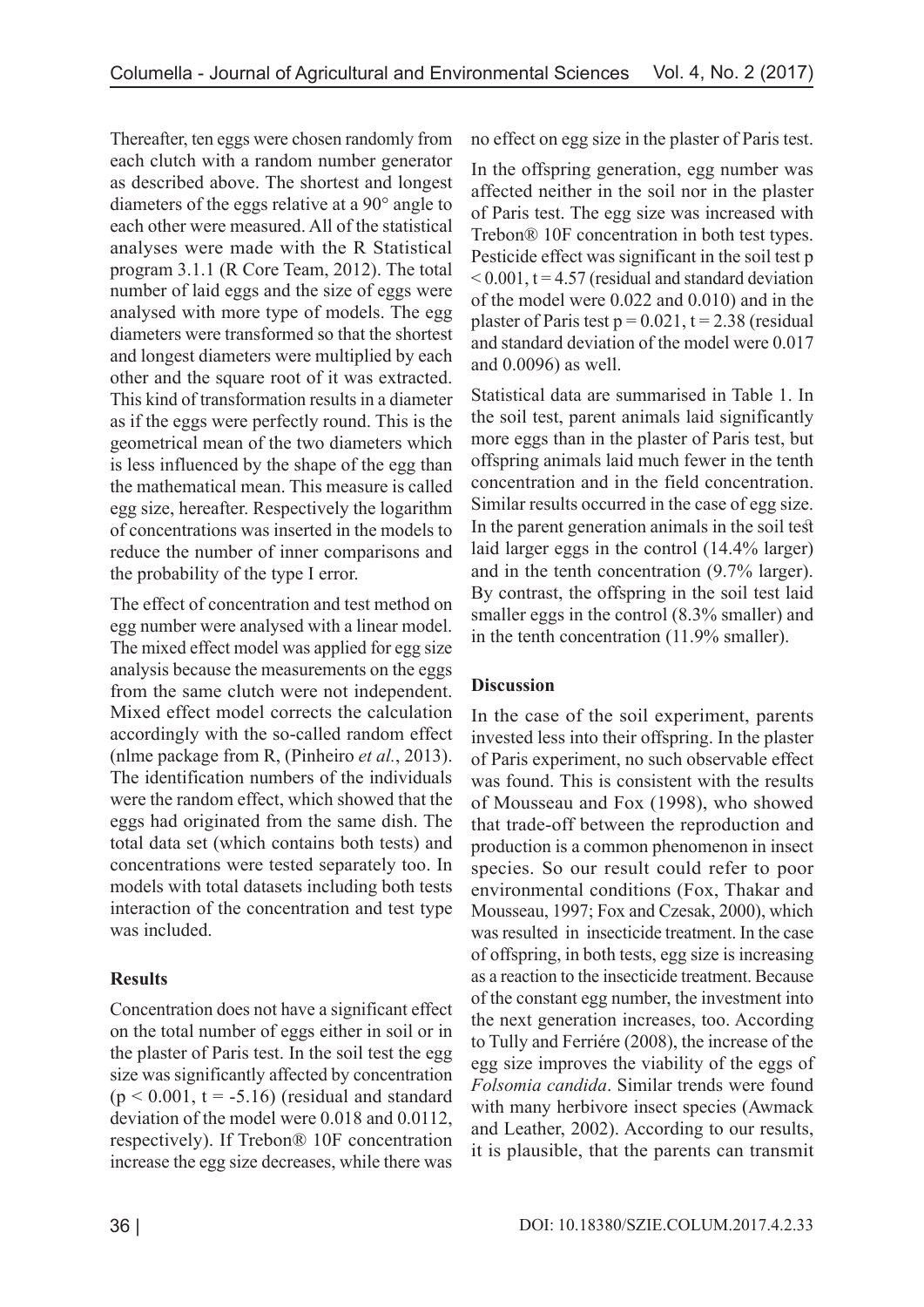Thereafter, ten eggs were chosen randomly from each clutch with a random number generator as described above. The shortest and longest diameters of the eggs relative at a 90° angle to each other were measured. All of the statistical analyses were made with the R Statistical program 3.1.1 (R Core Team, 2012). The total number of laid eggs and the size of eggs were analysed with more type of models. The egg diameters were transformed so that the shortest and longest diameters were multiplied by each other and the square root of it was extracted. This kind of transformation results in a diameter as if the eggs were perfectly round. This is the geometrical mean of the two diameters which is less influenced by the shape of the egg than the mathematical mean. This measure is called egg size, hereafter. Respectively the logarithm of concentrations was inserted in the models to reduce the number of inner comparisons and the probability of the type I error.

The effect of concentration and test method on egg number were analysed with a linear model. The mixed effect model was applied for egg size analysis because the measurements on the eggs from the same clutch were not independent. Mixed effect model corrects the calculation accordingly with the so-called random effect (nlme package from R, (Pinheiro *et al.*, 2013). The identification numbers of the individuals were the random effect, which showed that the eggs had originated from the same dish. The total data set (which contains both tests) and concentrations were tested separately too. In models with total datasets including both tests interaction of the concentration and test type was included.

**Results**

Concentration does not have a significant effect on the total number of eggs either in soil or in the plaster of Paris test. In the soil test the egg size was significantly affected by concentration ($p < 0.001$, $t = -5.16$) (residual and standard deviation of the model were 0.018 and 0.0112, respectively). If Trebon® 10F concentration increase the egg size decreases, while there was no effect on egg size in the plaster of Paris test.

In the offspring generation, egg number was affected neither in the soil nor in the plaster of Paris test. The egg size was increased with Trebon® 10F concentration in both test types. Pesticide effect was significant in the soil test $p < 0.001$, $t = 4.57$ (residual and standard deviation of the model were 0.022 and 0.010) and in the plaster of Paris test $p = 0.021$, $t = 2.38$ (residual and standard deviation of the model were 0.017 and 0.0096) as well.

Statistical data are summarised in Table 1. In the soil test, parent animals laid significantly more eggs than in the plaster of Paris test, but offspring animals laid much fewer in the tenth concentration and in the field concentration. Similar results occurred in the case of egg size. In the parent generation animals in the soil test laid larger eggs in the control (14.4% larger) and in the tenth concentration (9.7% larger). By contrast, the offspring in the soil test laid smaller eggs in the control (8.3% smaller) and in the tenth concentration (11.9% smaller).

**Discussion**

In the case of the soil experiment, parents invested less into their offspring. In the plaster of Paris experiment, no such observable effect was found. This is consistent with the results of Mousseau and Fox (1998), who showed that trade-off between the reproduction and production is a common phenomenon in insect species. So our result could refer to poor environmental conditions (Fox, Thakar and Mousseau, 1997; Fox and Czesak, 2000), which was resulted in insecticide treatment. In the case of offspring, in both tests, egg size is increasing as a reaction to the insecticide treatment. Because of the constant egg number, the investment into the next generation increases, too. According to Tully and Ferriére (2008), the increase of the egg size improves the viability of the eggs of *Folsomia candida*. Similar trends were found with many herbivore insect species (Awmack and Leather, 2002). According to our results, it is plausible, that the parents can transmit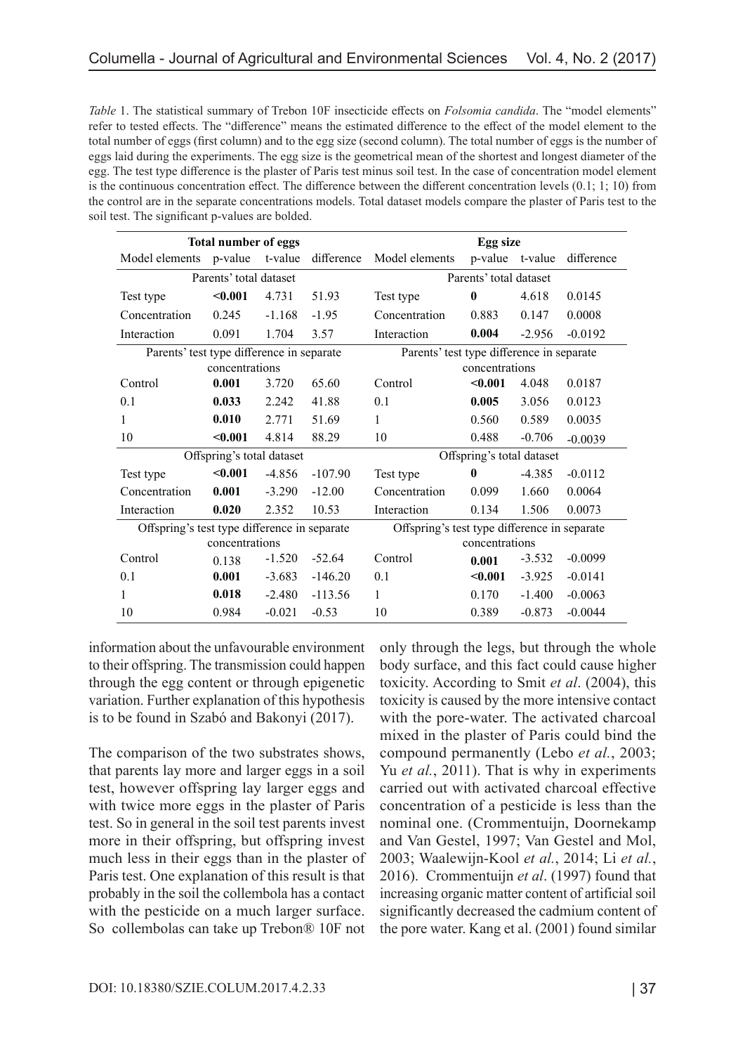*Table* 1. The statistical summary of Trebon 10F insecticide effects on *Folsomia candida*. The "model elements" refer to tested effects. The "difference" means the estimated difference to the effect of the model element to the total number of eggs (first column) and to the egg size (second column). The total number of eggs is the number of eggs laid during the experiments. The egg size is the geometrical mean of the shortest and longest diameter of the egg. The test type difference is the plaster of Paris test minus soil test. In the case of concentration model element is the continuous concentration effect. The difference between the different concentration levels (0.1; 1; 10) from the control are in the separate concentrations models. Total dataset models compare the plaster of Paris test to the soil test. The significant p-values are bolded.

| **Total number of eggs** | | | | **Egg size** | | | |
|---|---|---|---|---|---|---|---|
| Model elements | p-value | t-value | difference | Model elements | p-value | t-value | difference |
| Parents' total dataset | | | | Parents' total dataset | | | |
| Test type | **<0.001** | 4.731 | 51.93 | Test type | **0** | 4.618 | 0.0145 |
| Concentration | 0.245 | -1.168 | -1.95 | Concentration | 0.883 | 0.147 | 0.0008 |
| Interaction | 0.091 | 1.704 | 3.57 | Interaction | **0.004** | -2.956 | -0.0192 |
| Parents' test type difference in separate concentrations | | | | Parents' test type difference in separate concentrations | | | |
| Control | **0.001** | 3.720 | 65.60 | Control | **<0.001** | 4.048 | 0.0187 |
| 0.1 | **0.033** | 2.242 | 41.88 | 0.1 | **0.005** | 3.056 | 0.0123 |
| 1 | **0.010** | 2.771 | 51.69 | 1 | 0.560 | 0.589 | 0.0035 |
| 10 | **<0.001** | 4.814 | 88.29 | 10 | 0.488 | -0.706 | -0.0039 |
| Offspring's total dataset | | | | Offspring's total dataset | | | |
| Test type | **<0.001** | -4.856 | -107.90 | Test type | **0** | -4.385 | -0.0112 |
| Concentration | **0.001** | -3.290 | -12.00 | Concentration | 0.099 | 1.660 | 0.0064 |
| Interaction | **0.020** | 2.352 | 10.53 | Interaction | 0.134 | 1.506 | 0.0073 |
| Offspring's test type difference in separate concentrations | | | | Offspring's test type difference in separate concentrations | | | |
| Control | 0.138 | -1.520 | -52.64 | Control | **0.001** | -3.532 | -0.0099 |
| 0.1 | **0.001** | -3.683 | -146.20 | 0.1 | **<0.001** | -3.925 | -0.0141 |
| 1 | **0.018** | -2.480 | -113.56 | 1 | 0.170 | -1.400 | -0.0063 |
| 10 | 0.984 | -0.021 | -0.53 | 10 | 0.389 | -0.873 | -0.0044 |

information about the unfavourable environment to their offspring. The transmission could happen through the egg content or through epigenetic variation. Further explanation of this hypothesis is to be found in Szabó and Bakonyi (2017).

The comparison of the two substrates shows, that parents lay more and larger eggs in a soil test, however offspring lay larger eggs and with twice more eggs in the plaster of Paris test. So in general in the soil test parents invest more in their offspring, but offspring invest much less in their eggs than in the plaster of Paris test. One explanation of this result is that probably in the soil the collembola has a contact with the pesticide on a much larger surface. So collembolas can take up Trebon® 10F not only through the legs, but through the whole body surface, and this fact could cause higher toxicity. According to Smit *et al*. (2004), this toxicity is caused by the more intensive contact with the pore-water. The activated charcoal mixed in the plaster of Paris could bind the compound permanently (Lebo *et al.*, 2003; Yu *et al.*, 2011). That is why in experiments carried out with activated charcoal effective concentration of a pesticide is less than the nominal one. (Crommentuijn, Doornekamp and Van Gestel, 1997; Van Gestel and Mol, 2003; Waalewijn-Kool *et al.*, 2014; Li *et al.*, 2016). Crommentuijn *et al*. (1997) found that increasing organic matter content of artificial soil significantly decreased the cadmium content of the pore water. Kang et al. (2001) found similar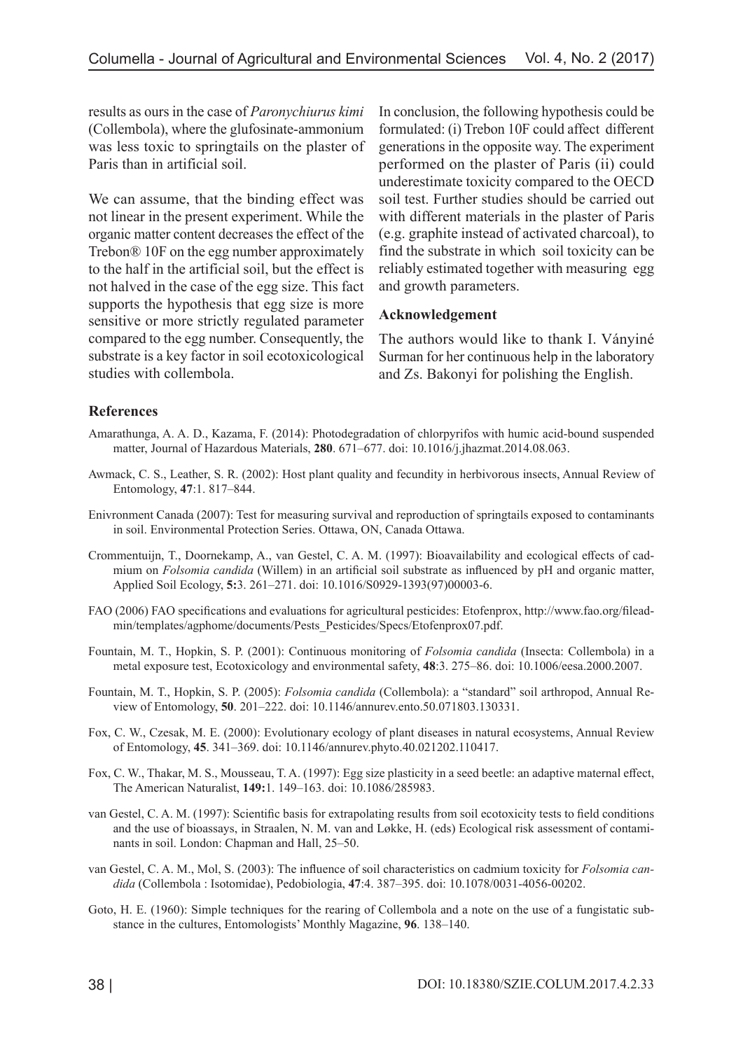results as ours in the case of *Paronychiurus kimi* (Collembola), where the glufosinate-ammonium was less toxic to springtails on the plaster of Paris than in artificial soil.

We can assume, that the binding effect was not linear in the present experiment. While the organic matter content decreases the effect of the Trebon® 10F on the egg number approximately to the half in the artificial soil, but the effect is not halved in the case of the egg size. This fact supports the hypothesis that egg size is more sensitive or more strictly regulated parameter compared to the egg number. Consequently, the substrate is a key factor in soil ecotoxicological studies with collembola.

In conclusion, the following hypothesis could be formulated: (i) Trebon 10F could affect different generations in the opposite way. The experiment performed on the plaster of Paris (ii) could underestimate toxicity compared to the OECD soil test. Further studies should be carried out with different materials in the plaster of Paris (e.g. graphite instead of activated charcoal), to find the substrate in which soil toxicity can be reliably estimated together with measuring egg and growth parameters.

### Acknowledgement

The authors would like to thank I. Ványiné Surman for her continuous help in the laboratory and Zs. Bakonyi for polishing the English.

### References

Amarathunga, A. A. D., Kazama, F. (2014): Photodegradation of chlorpyrifos with humic acid-bound suspended matter, Journal of Hazardous Materials, **280**. 671–677. doi: 10.1016/j.jhazmat.2014.08.063.

Awmack, C. S., Leather, S. R. (2002): Host plant quality and fecundity in herbivorous insects, Annual Review of Entomology, **47**:1. 817–844.

Enivronment Canada (2007): Test for measuring survival and reproduction of springtails exposed to contaminants in soil. Environmental Protection Series. Ottawa, ON, Canada Ottawa.

Crommentuijn, T., Doornekamp, A., van Gestel, C. A. M. (1997): Bioavailability and ecological effects of cadmium on *Folsomia candida* (Willem) in an artificial soil substrate as influenced by pH and organic matter, Applied Soil Ecology, **5:**3. 261–271. doi: 10.1016/S0929-1393(97)00003-6.

FAO (2006) FAO specifications and evaluations for agricultural pesticides: Etofenprox, http://www.fao.org/fileadmin/templates/agphome/documents/Pests_Pesticides/Specs/Etofenprox07.pdf.

Fountain, M. T., Hopkin, S. P. (2001): Continuous monitoring of *Folsomia candida* (Insecta: Collembola) in a metal exposure test, Ecotoxicology and environmental safety, **48**:3. 275–86. doi: 10.1006/eesa.2000.2007.

Fountain, M. T., Hopkin, S. P. (2005): *Folsomia candida* (Collembola): a "standard" soil arthropod, Annual Review of Entomology, **50**. 201–222. doi: 10.1146/annurev.ento.50.071803.130331.

Fox, C. W., Czesak, M. E. (2000): Evolutionary ecology of plant diseases in natural ecosystems, Annual Review of Entomology, **45**. 341–369. doi: 10.1146/annurev.phyto.40.021202.110417.

Fox, C. W., Thakar, M. S., Mousseau, T. A. (1997): Egg size plasticity in a seed beetle: an adaptive maternal effect, The American Naturalist, **149:**1. 149–163. doi: 10.1086/285983.

van Gestel, C. A. M. (1997): Scientific basis for extrapolating results from soil ecotoxicity tests to field conditions and the use of bioassays, in Straalen, N. M. van and Løkke, H. (eds) Ecological risk assessment of contaminants in soil. London: Chapman and Hall, 25–50.

van Gestel, C. A. M., Mol, S. (2003): The influence of soil characteristics on cadmium toxicity for *Folsomia candida* (Collembola : Isotomidae), Pedobiologia, **47**:4. 387–395. doi: 10.1078/0031-4056-00202.

Goto, H. E. (1960): Simple techniques for the rearing of Collembola and a note on the use of a fungistatic substance in the cultures, Entomologists' Monthly Magazine, **96**. 138–140.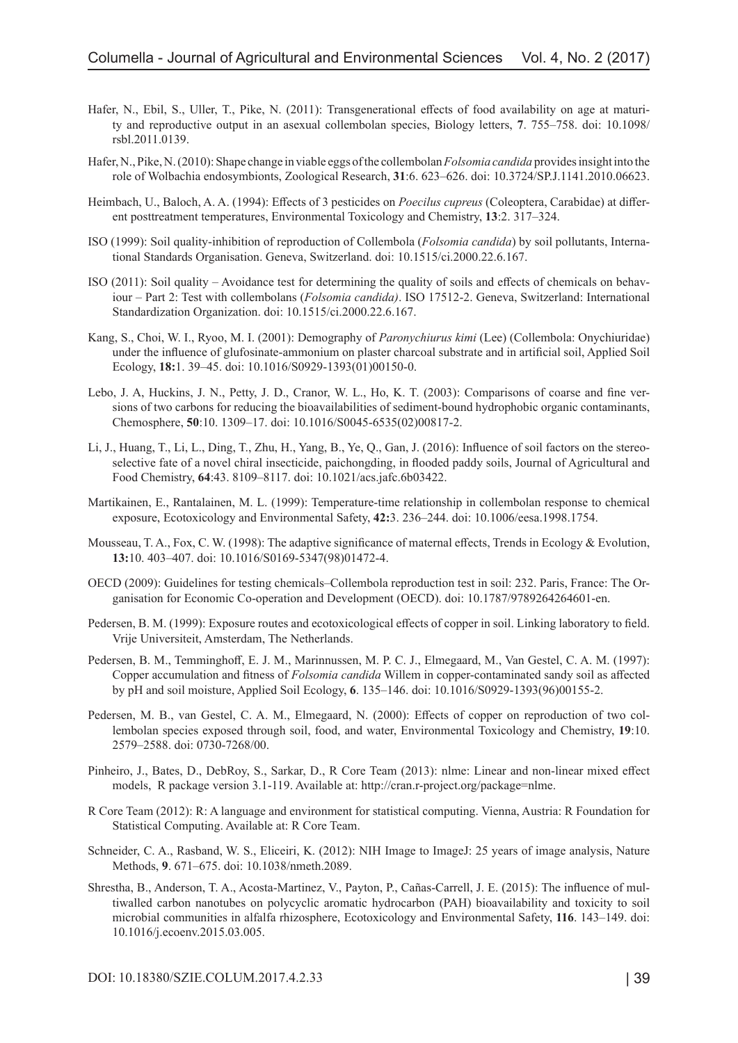Hafer, N., Ebil, S., Uller, T., Pike, N. (2011): Transgenerational effects of food availability on age at maturity and reproductive output in an asexual collembolan species, Biology letters, **7**. 755–758. doi: 10.1098/rsbl.2011.0139.

Hafer, N., Pike, N. (2010): Shape change in viable eggs of the collembolan *Folsomia candida* provides insight into the role of Wolbachia endosymbionts, Zoological Research, **31**:6. 623–626. doi: 10.3724/SP.J.1141.2010.06623.

Heimbach, U., Baloch, A. A. (1994): Effects of 3 pesticides on *Poecilus cupreus* (Coleoptera, Carabidae) at different posttreatment temperatures, Environmental Toxicology and Chemistry, **13**:2. 317–324.

ISO (1999): Soil quality-inhibition of reproduction of Collembola (*Folsomia candida*) by soil pollutants, International Standards Organisation. Geneva, Switzerland. doi: 10.1515/ci.2000.22.6.167.

ISO (2011): Soil quality – Avoidance test for determining the quality of soils and effects of chemicals on behaviour – Part 2: Test with collembolans (*Folsomia candida)*. ISO 17512-2. Geneva, Switzerland: International Standardization Organization. doi: 10.1515/ci.2000.22.6.167.

Kang, S., Choi, W. I., Ryoo, M. I. (2001): Demography of *Paronychiurus kimi* (Lee) (Collembola: Onychiuridae) under the influence of glufosinate-ammonium on plaster charcoal substrate and in artificial soil, Applied Soil Ecology, **18:**1. 39–45. doi: 10.1016/S0929-1393(01)00150-0.

Lebo, J. A, Huckins, J. N., Petty, J. D., Cranor, W. L., Ho, K. T. (2003): Comparisons of coarse and fine versions of two carbons for reducing the bioavailabilities of sediment-bound hydrophobic organic contaminants, Chemosphere, **50**:10. 1309–17. doi: 10.1016/S0045-6535(02)00817-2.

Li, J., Huang, T., Li, L., Ding, T., Zhu, H., Yang, B., Ye, Q., Gan, J. (2016): Influence of soil factors on the stereoselective fate of a novel chiral insecticide, paichongding, in flooded paddy soils, Journal of Agricultural and Food Chemistry, **64**:43. 8109–8117. doi: 10.1021/acs.jafc.6b03422.

Martikainen, E., Rantalainen, M. L. (1999): Temperature-time relationship in collembolan response to chemical exposure, Ecotoxicology and Environmental Safety, **42:**3. 236–244. doi: 10.1006/eesa.1998.1754.

Mousseau, T. A., Fox, C. W. (1998): The adaptive significance of maternal effects, Trends in Ecology & Evolution, **13:**10. 403–407. doi: 10.1016/S0169-5347(98)01472-4.

OECD (2009): Guidelines for testing chemicals–Collembola reproduction test in soil: 232. Paris, France: The Organisation for Economic Co-operation and Development (OECD). doi: 10.1787/9789264264601-en.

Pedersen, B. M. (1999): Exposure routes and ecotoxicological effects of copper in soil. Linking laboratory to field. Vrije Universiteit, Amsterdam, The Netherlands.

Pedersen, B. M., Temminghoff, E. J. M., Marinnussen, M. P. C. J., Elmegaard, M., Van Gestel, C. A. M. (1997): Copper accumulation and fitness of *Folsomia candida* Willem in copper-contaminated sandy soil as affected by pH and soil moisture, Applied Soil Ecology, **6**. 135–146. doi: 10.1016/S0929-1393(96)00155-2.

Pedersen, M. B., van Gestel, C. A. M., Elmegaard, N. (2000): Effects of copper on reproduction of two collembolan species exposed through soil, food, and water, Environmental Toxicology and Chemistry, **19**:10. 2579–2588. doi: 0730-7268/00.

Pinheiro, J., Bates, D., DebRoy, S., Sarkar, D., R Core Team (2013): nlme: Linear and non-linear mixed effect models, R package version 3.1-119. Available at: http://cran.r-project.org/package=nlme.

R Core Team (2012): R: A language and environment for statistical computing. Vienna, Austria: R Foundation for Statistical Computing. Available at: R Core Team.

Schneider, C. A., Rasband, W. S., Eliceiri, K. (2012): NIH Image to ImageJ: 25 years of image analysis, Nature Methods, **9**. 671–675. doi: 10.1038/nmeth.2089.

Shrestha, B., Anderson, T. A., Acosta-Martinez, V., Payton, P., Cañas-Carrell, J. E. (2015): The influence of multiwalled carbon nanotubes on polycyclic aromatic hydrocarbon (PAH) bioavailability and toxicity to soil microbial communities in alfalfa rhizosphere, Ecotoxicology and Environmental Safety, **116**. 143–149. doi: 10.1016/j.ecoenv.2015.03.005.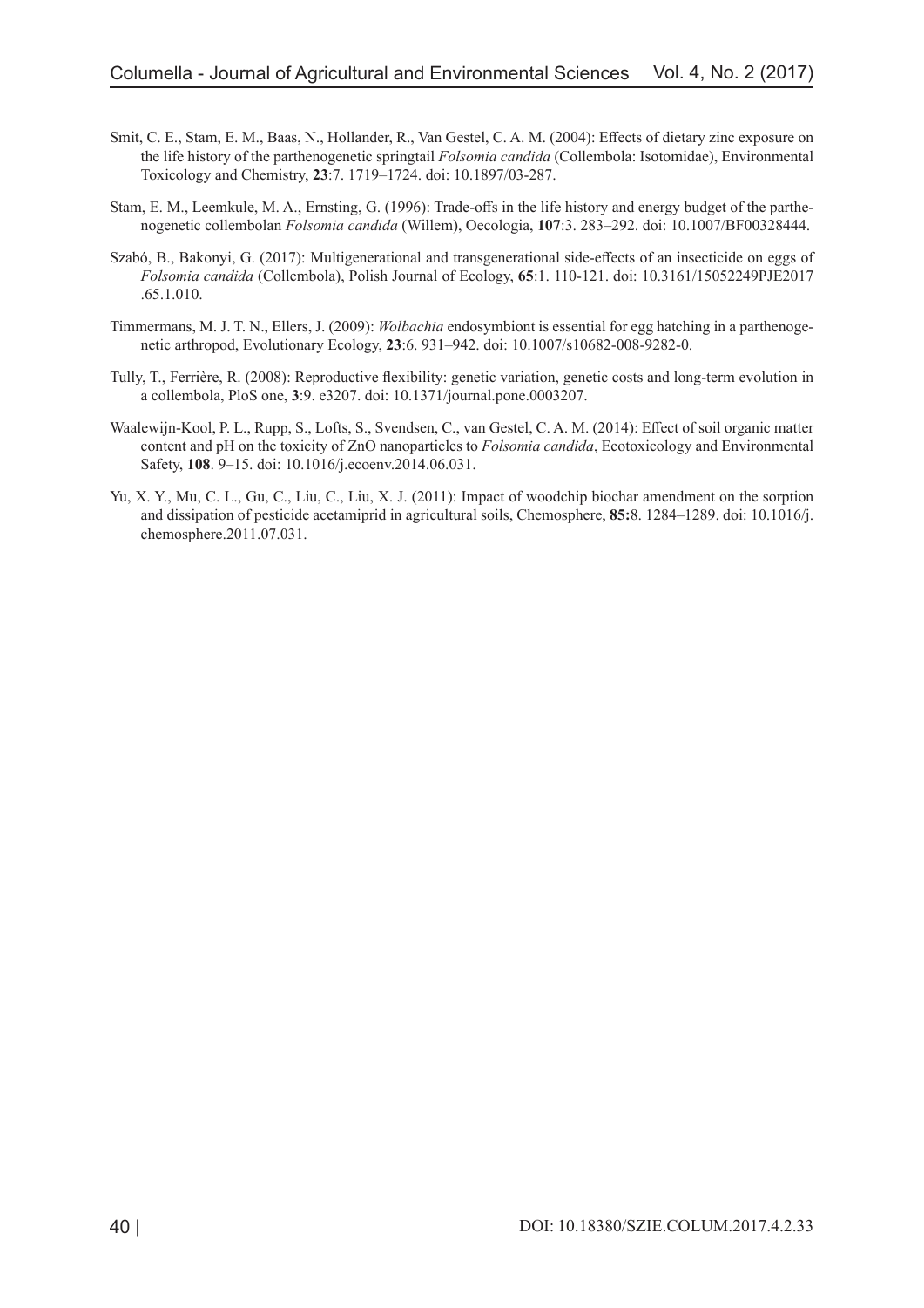Smit, C. E., Stam, E. M., Baas, N., Hollander, R., Van Gestel, C. A. M. (2004): Effects of dietary zinc exposure on the life history of the parthenogenetic springtail *Folsomia candida* (Collembola: Isotomidae), Environmental Toxicology and Chemistry, **23**:7. 1719–1724. doi: 10.1897/03-287.

Stam, E. M., Leemkule, M. A., Ernsting, G. (1996): Trade-offs in the life history and energy budget of the parthenogenetic collembolan *Folsomia candida* (Willem), Oecologia, **107**:3. 283–292. doi: 10.1007/BF00328444.

Szabó, B., Bakonyi, G. (2017): Multigenerational and transgenerational side-effects of an insecticide on eggs of *Folsomia candida* (Collembola), Polish Journal of Ecology, **65**:1. 110-121. doi: 10.3161/15052249PJE2017.65.1.010.

Timmermans, M. J. T. N., Ellers, J. (2009): *Wolbachia* endosymbiont is essential for egg hatching in a parthenogenetic arthropod, Evolutionary Ecology, **23**:6. 931–942. doi: 10.1007/s10682-008-9282-0.

Tully, T., Ferrière, R. (2008): Reproductive flexibility: genetic variation, genetic costs and long-term evolution in a collembola, PloS one, **3**:9. e3207. doi: 10.1371/journal.pone.0003207.

Waalewijn-Kool, P. L., Rupp, S., Lofts, S., Svendsen, C., van Gestel, C. A. M. (2014): Effect of soil organic matter content and pH on the toxicity of ZnO nanoparticles to *Folsomia candida*, Ecotoxicology and Environmental Safety, **108**. 9–15. doi: 10.1016/j.ecoenv.2014.06.031.

Yu, X. Y., Mu, C. L., Gu, C., Liu, C., Liu, X. J. (2011): Impact of woodchip biochar amendment on the sorption and dissipation of pesticide acetamiprid in agricultural soils, Chemosphere, **85:**8. 1284–1289. doi: 10.1016/j.chemosphere.2011.07.031.